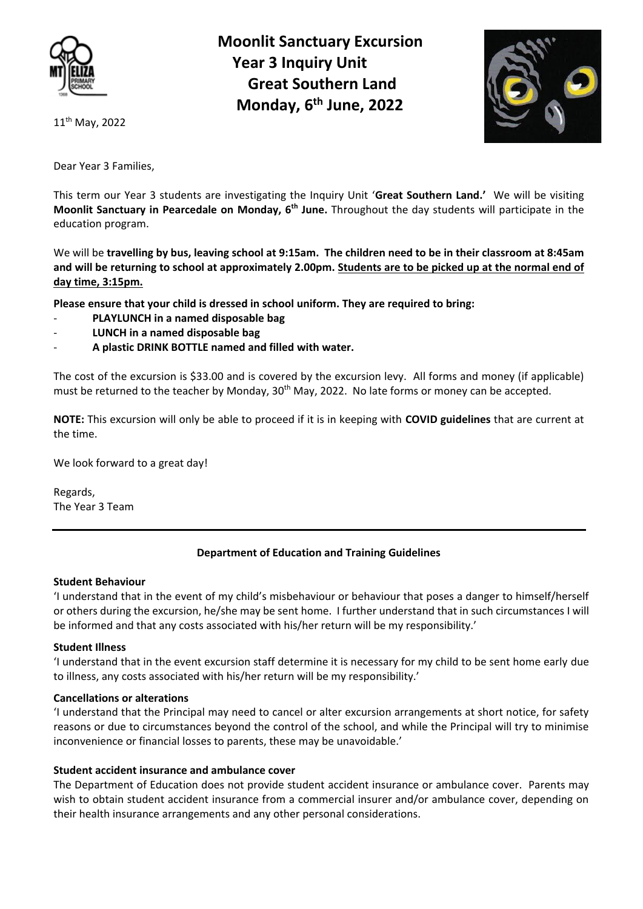# Moonlit Sanctuary Excursion
## Year 3 Inquiry Unit
## Great Southern Land
## Monday, 6th June, 2022

11th May, 2022

Dear Year 3 Families,

This term our Year 3 students are investigating the Inquiry Unit '**Great Southern Land.'** We will be visiting **Moonlit Sanctuary in Pearcedale on Monday, 6th June.** Throughout the day students will participate in the education program.

We will be **travelling by bus, leaving school at 9:15am. The children need to be in their classroom at 8:45am and will be returning to school at approximately 2.00pm. Students are to be picked up at the normal end of day time, 3:15pm.**

**Please ensure that your child is dressed in school uniform. They are required to bring:**

- **PLAYLUNCH in a named disposable bag**
- **LUNCH in a named disposable bag**
- **A plastic DRINK BOTTLE named and filled with water.**

The cost of the excursion is $33.00 and is covered by the excursion levy. All forms and money (if applicable) must be returned to the teacher by Monday, 30th May, 2022. No late forms or money can be accepted.

**NOTE:** This excursion will only be able to proceed if it is in keeping with **COVID guidelines** that are current at the time.

We look forward to a great day!

Regards,
The Year 3 Team

---

**Department of Education and Training Guidelines**

**Student Behaviour**
'I understand that in the event of my child's misbehaviour or behaviour that poses a danger to himself/herself or others during the excursion, he/she may be sent home. I further understand that in such circumstances I will be informed and that any costs associated with his/her return will be my responsibility.'

**Student Illness**
'I understand that in the event excursion staff determine it is necessary for my child to be sent home early due to illness, any costs associated with his/her return will be my responsibility.'

**Cancellations or alterations**
'I understand that the Principal may need to cancel or alter excursion arrangements at short notice, for safety reasons or due to circumstances beyond the control of the school, and while the Principal will try to minimise inconvenience or financial losses to parents, these may be unavoidable.'

**Student accident insurance and ambulance cover**
The Department of Education does not provide student accident insurance or ambulance cover. Parents may wish to obtain student accident insurance from a commercial insurer and/or ambulance cover, depending on their health insurance arrangements and any other personal considerations.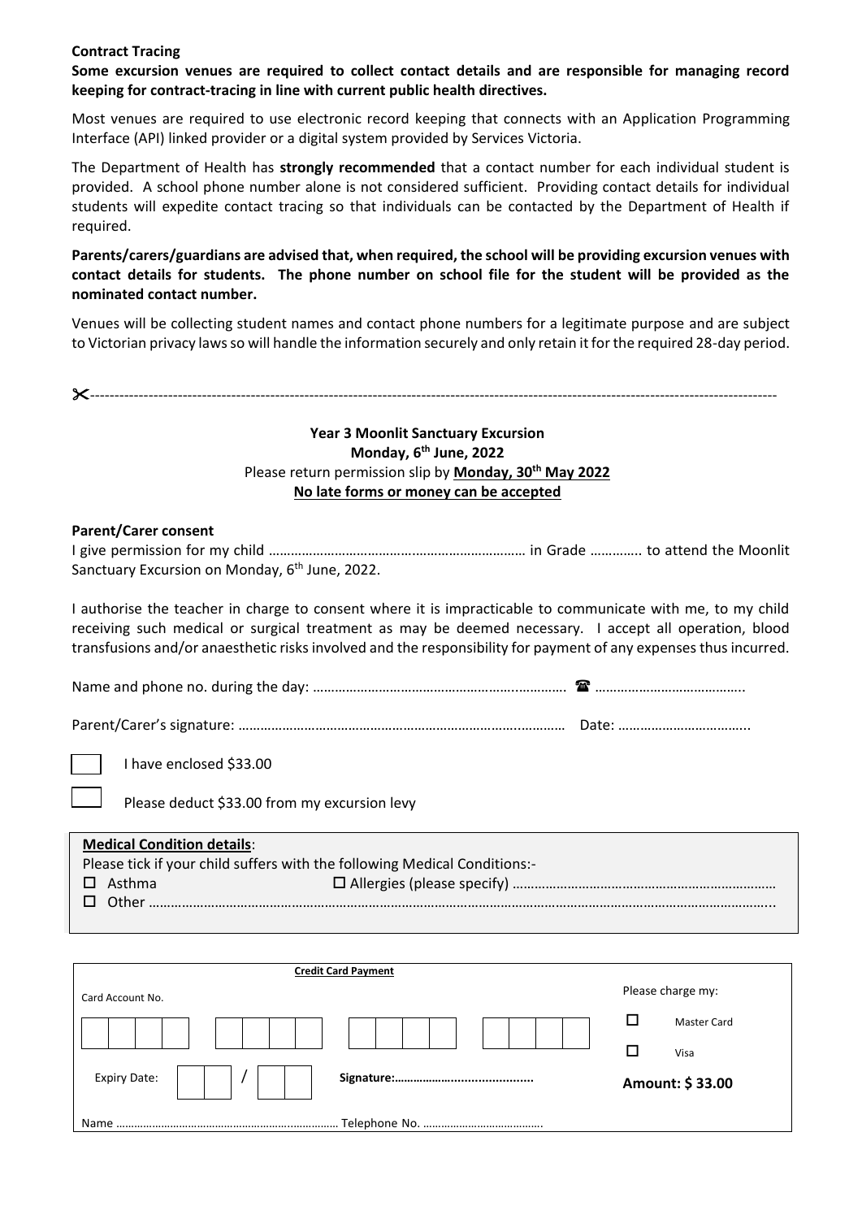**Contract Tracing**

**Some excursion venues are required to collect contact details and are responsible for managing record keeping for contract-tracing in line with current public health directives.**

Most venues are required to use electronic record keeping that connects with an Application Programming Interface (API) linked provider or a digital system provided by Services Victoria.

The Department of Health has **strongly recommended** that a contact number for each individual student is provided. A school phone number alone is not considered sufficient. Providing contact details for individual students will expedite contact tracing so that individuals can be contacted by the Department of Health if required.

**Parents/carers/guardians are advised that, when required, the school will be providing excursion venues with contact details for students. The phone number on school file for the student will be provided as the nominated contact number.**

Venues will be collecting student names and contact phone numbers for a legitimate purpose and are subject to Victorian privacy laws so will handle the information securely and only retain it for the required 28-day period.

✂-----------------------------------------------------------------------------------------------------------------------------------------

**Year 3 Moonlit Sanctuary Excursion**
**Monday, 6th June, 2022**
Please return permission slip by **Monday, 30th May 2022**
**No late forms or money can be accepted**

**Parent/Carer consent**

I give permission for my child …………………………………………………………… in Grade …………. to attend the Moonlit Sanctuary Excursion on Monday, 6th June, 2022.

I authorise the teacher in charge to consent where it is impracticable to communicate with me, to my child receiving such medical or surgical treatment as may be deemed necessary. I accept all operation, blood transfusions and/or anaesthetic risks involved and the responsibility for payment of any expenses thus incurred.

Name and phone no. during the day: …………………………………………………………. ☎ …………………………………..

Parent/Carer's signature: …………………………………………………………………………… Date: ……………………………..

☐ I have enclosed $33.00

☐ Please deduct $33.00 from my excursion levy

**Medical Condition details**:
Please tick if your child suffers with the following Medical Conditions:-
☐ Asthma ☐ Allergies (please specify) ………………………………………………………………
☐ Other ……………………………………………………………………………………………………………………………………..

**Credit Card Payment**

Card Account No. ☐☐☐☐ ☐☐☐☐ ☐☐☐☐ ☐☐☐☐

Please charge my:
☐ Master Card
☐ Visa

Expiry Date: ☐☐ / ☐☐ **Signature:……………………………………**

**Amount: $ 33.00**

Name ………………………………………………………………… Telephone No. …………………………………..